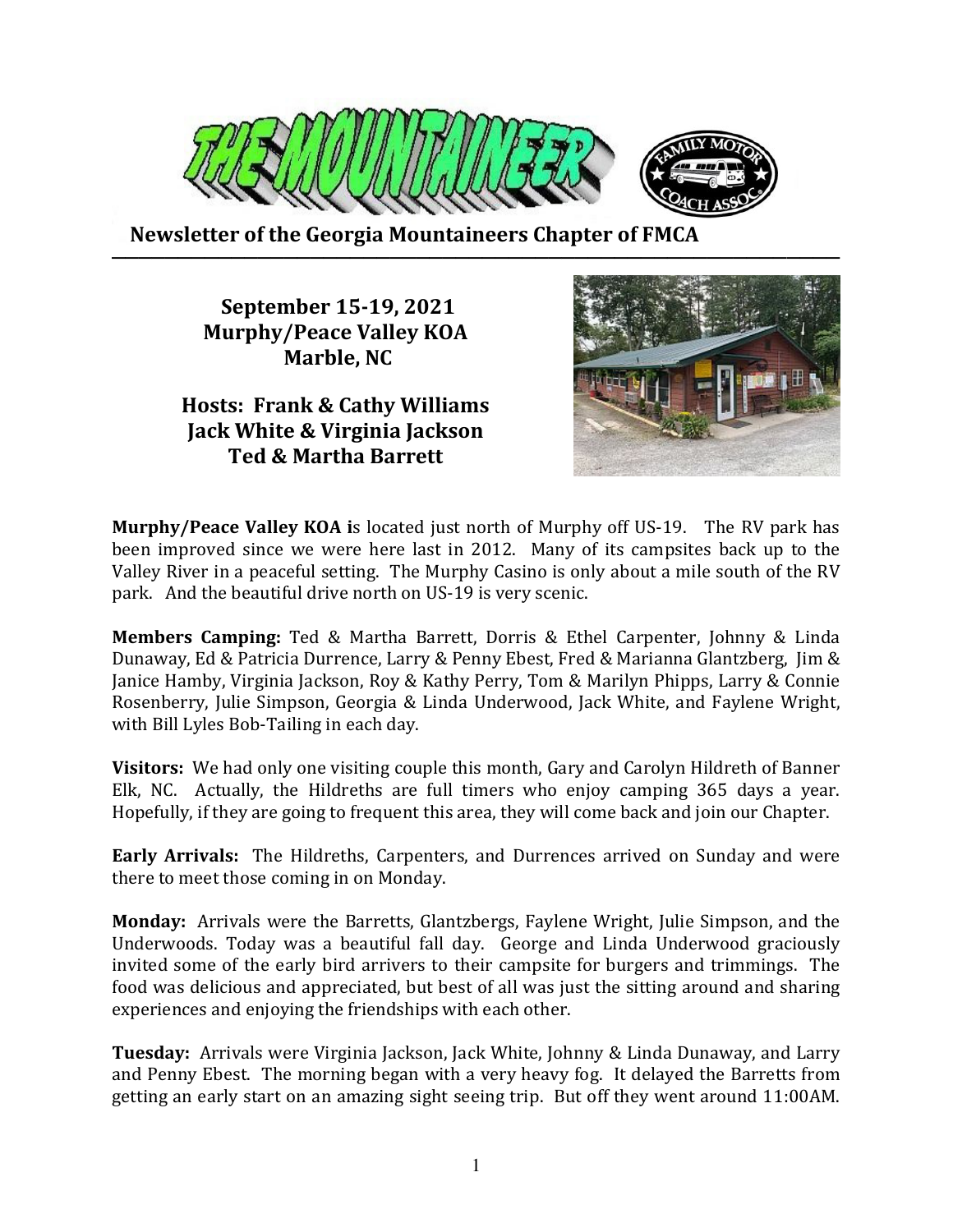# THE MOUNTAINEER

**Newsletter of the Georgia Mountaineers Chapter of FMCA**

## September 15-19, 2021
## Murphy/Peace Valley KOA
## Marble, NC

### Hosts: Frank & Cathy Williams
### Jack White & Virginia Jackson
### Ted & Martha Barrett

**Murphy/Peace Valley KOA i**s located just north of Murphy off US-19. The RV park has been improved since we were here last in 2012. Many of its campsites back up to the Valley River in a peaceful setting. The Murphy Casino is only about a mile south of the RV park. And the beautiful drive north on US-19 is very scenic.

**Members Camping:** Ted & Martha Barrett, Dorris & Ethel Carpenter, Johnny & Linda Dunaway, Ed & Patricia Durrence, Larry & Penny Ebest, Fred & Marianna Glantzberg, Jim & Janice Hamby, Virginia Jackson, Roy & Kathy Perry, Tom & Marilyn Phipps, Larry & Connie Rosenberry, Julie Simpson, Georgia & Linda Underwood, Jack White, and Faylene Wright, with Bill Lyles Bob-Tailing in each day.

**Visitors:** We had only one visiting couple this month, Gary and Carolyn Hildreth of Banner Elk, NC. Actually, the Hildreths are full timers who enjoy camping 365 days a year. Hopefully, if they are going to frequent this area, they will come back and join our Chapter.

**Early Arrivals:** The Hildreths, Carpenters, and Durrences arrived on Sunday and were there to meet those coming in on Monday.

**Monday:** Arrivals were the Barretts, Glantzbergs, Faylene Wright, Julie Simpson, and the Underwoods. Today was a beautiful fall day. George and Linda Underwood graciously invited some of the early bird arrivers to their campsite for burgers and trimmings. The food was delicious and appreciated, but best of all was just the sitting around and sharing experiences and enjoying the friendships with each other.

**Tuesday:** Arrivals were Virginia Jackson, Jack White, Johnny & Linda Dunaway, and Larry and Penny Ebest. The morning began with a very heavy fog. It delayed the Barretts from getting an early start on an amazing sight seeing trip. But off they went around 11:00AM.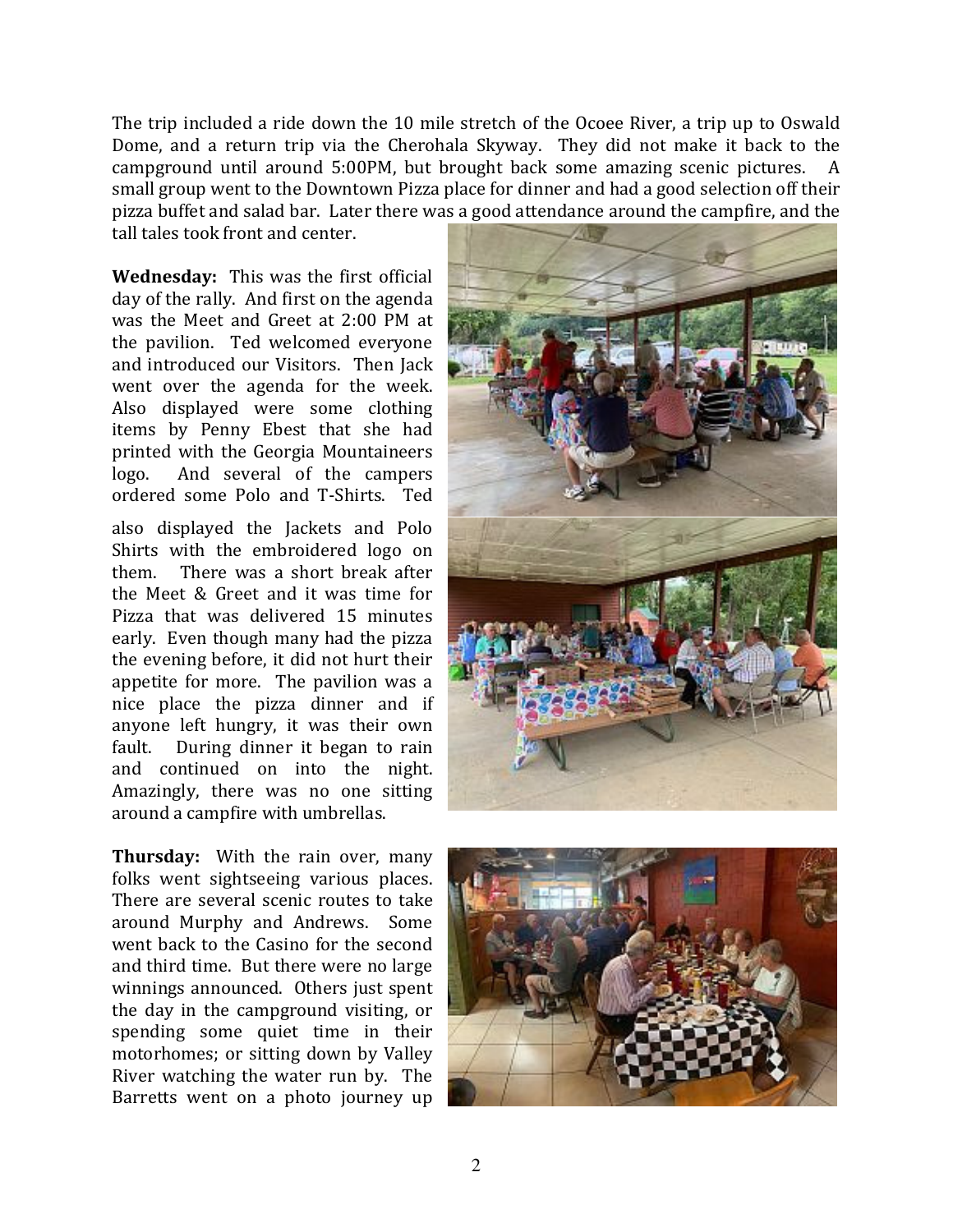The trip included a ride down the 10 mile stretch of the Ocoee River, a trip up to Oswald Dome, and a return trip via the Cherohala Skyway. They did not make it back to the campground until around 5:00PM, but brought back some amazing scenic pictures. A small group went to the Downtown Pizza place for dinner and had a good selection off their pizza buffet and salad bar. Later there was a good attendance around the campfire, and the tall tales took front and center.

**Wednesday:** This was the first official day of the rally. And first on the agenda was the Meet and Greet at 2:00 PM at the pavilion. Ted welcomed everyone and introduced our Visitors. Then Jack went over the agenda for the week. Also displayed were some clothing items by Penny Ebest that she had printed with the Georgia Mountaineers logo. And several of the campers ordered some Polo and T-Shirts. Ted also displayed the Jackets and Polo Shirts with the embroidered logo on them. There was a short break after the Meet & Greet and it was time for Pizza that was delivered 15 minutes early. Even though many had the pizza the evening before, it did not hurt their appetite for more. The pavilion was a nice place the pizza dinner and if anyone left hungry, it was their own fault. During dinner it began to rain and continued on into the night. Amazingly, there was no one sitting around a campfire with umbrellas.

**Thursday:** With the rain over, many folks went sightseeing various places. There are several scenic routes to take around Murphy and Andrews. Some went back to the Casino for the second and third time. But there were no large winnings announced. Others just spent the day in the campground visiting, or spending some quiet time in their motorhomes; or sitting down by Valley River watching the water run by. The Barretts went on a photo journey up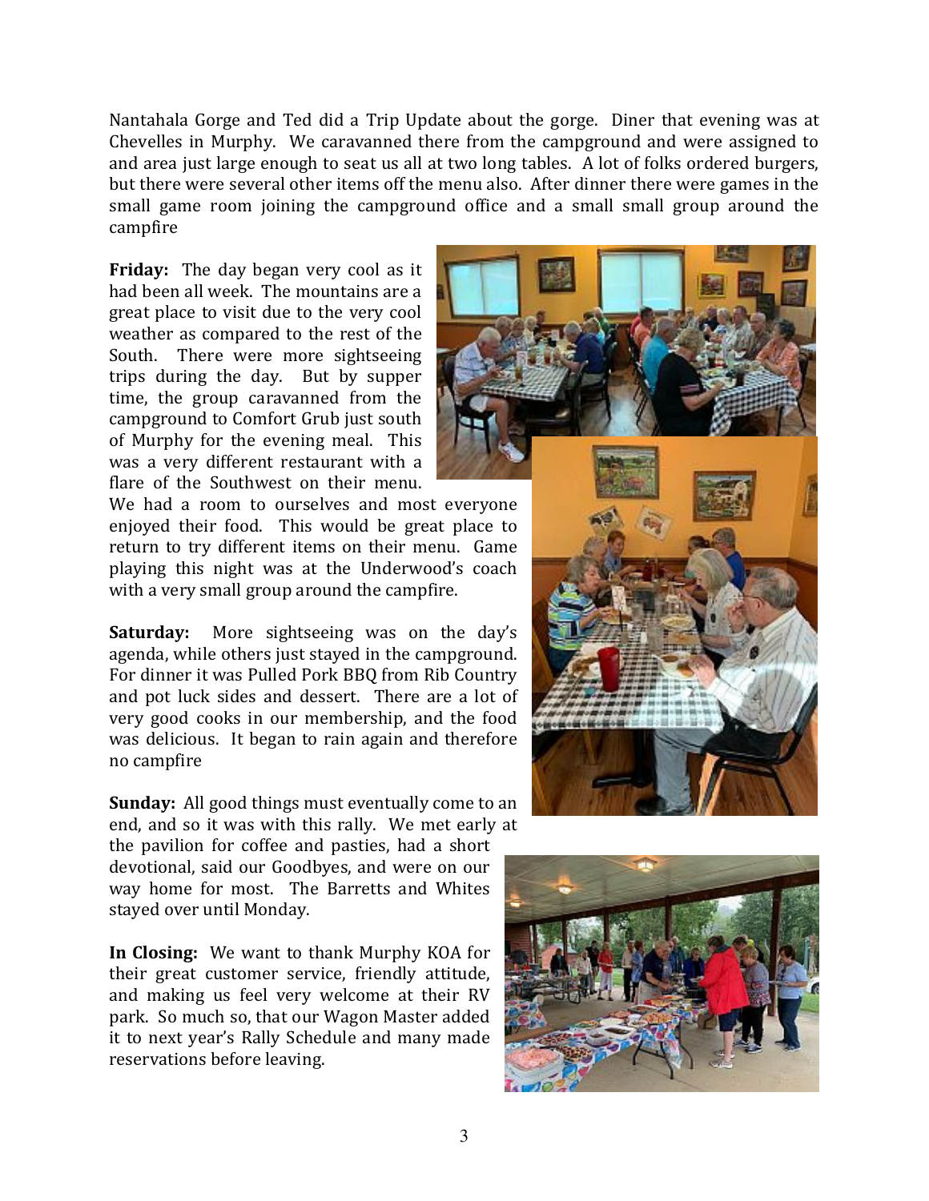Nantahala Gorge and Ted did a Trip Update about the gorge. Diner that evening was at Chevelles in Murphy. We caravanned there from the campground and were assigned to and area just large enough to seat us all at two long tables. A lot of folks ordered burgers, but there were several other items off the menu also. After dinner there were games in the small game room joining the campground office and a small small group around the campfire

**Friday:** The day began very cool as it had been all week. The mountains are a great place to visit due to the very cool weather as compared to the rest of the South. There were more sightseeing trips during the day. But by supper time, the group caravanned from the campground to Comfort Grub just south of Murphy for the evening meal. This was a very different restaurant with a flare of the Southwest on their menu. We had a room to ourselves and most everyone enjoyed their food. This would be great place to return to try different items on their menu. Game playing this night was at the Underwood's coach with a very small group around the campfire.

**Saturday:** More sightseeing was on the day's agenda, while others just stayed in the campground. For dinner it was Pulled Pork BBQ from Rib Country and pot luck sides and dessert. There are a lot of very good cooks in our membership, and the food was delicious. It began to rain again and therefore no campfire

**Sunday:** All good things must eventually come to an end, and so it was with this rally. We met early at the pavilion for coffee and pasties, had a short devotional, said our Goodbyes, and were on our way home for most. The Barretts and Whites stayed over until Monday.

**In Closing:** We want to thank Murphy KOA for their great customer service, friendly attitude, and making us feel very welcome at their RV park. So much so, that our Wagon Master added it to next year's Rally Schedule and many made reservations before leaving.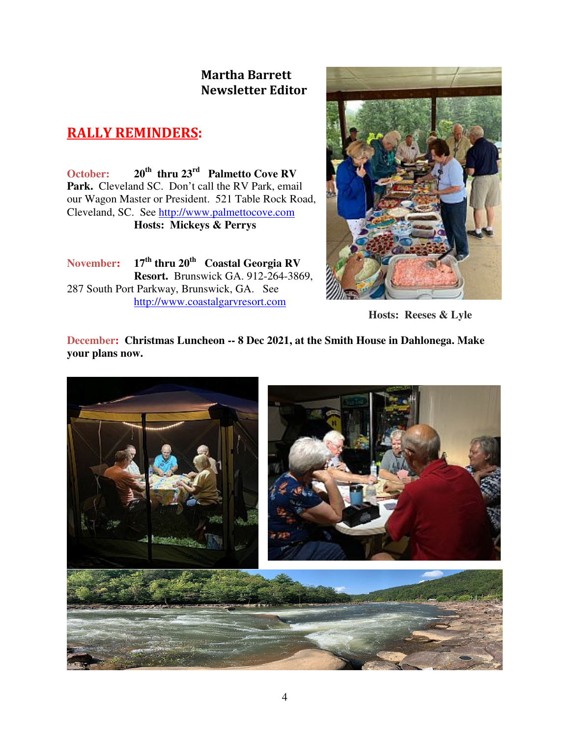**Martha Barrett**
**Newsletter Editor**

## RALLY REMINDERS:

**October:** **20th thru 23rd Palmetto Cove RV Park.** Cleveland SC. Don't call the RV Park, email our Wagon Master or President. 521 Table Rock Road, Cleveland, SC. See http://www.palmettocove.com
**Hosts: Mickeys & Perrys**

**November:** **17th thru 20th Coastal Georgia RV Resort.** Brunswick GA. 912-264-3869, 287 South Port Parkway, Brunswick, GA. See http://www.coastalgarvresort.com
**Hosts: Reeses & Lyle**

**December: Christmas Luncheon -- 8 Dec 2021, at the Smith House in Dahlonega. Make your plans now.**